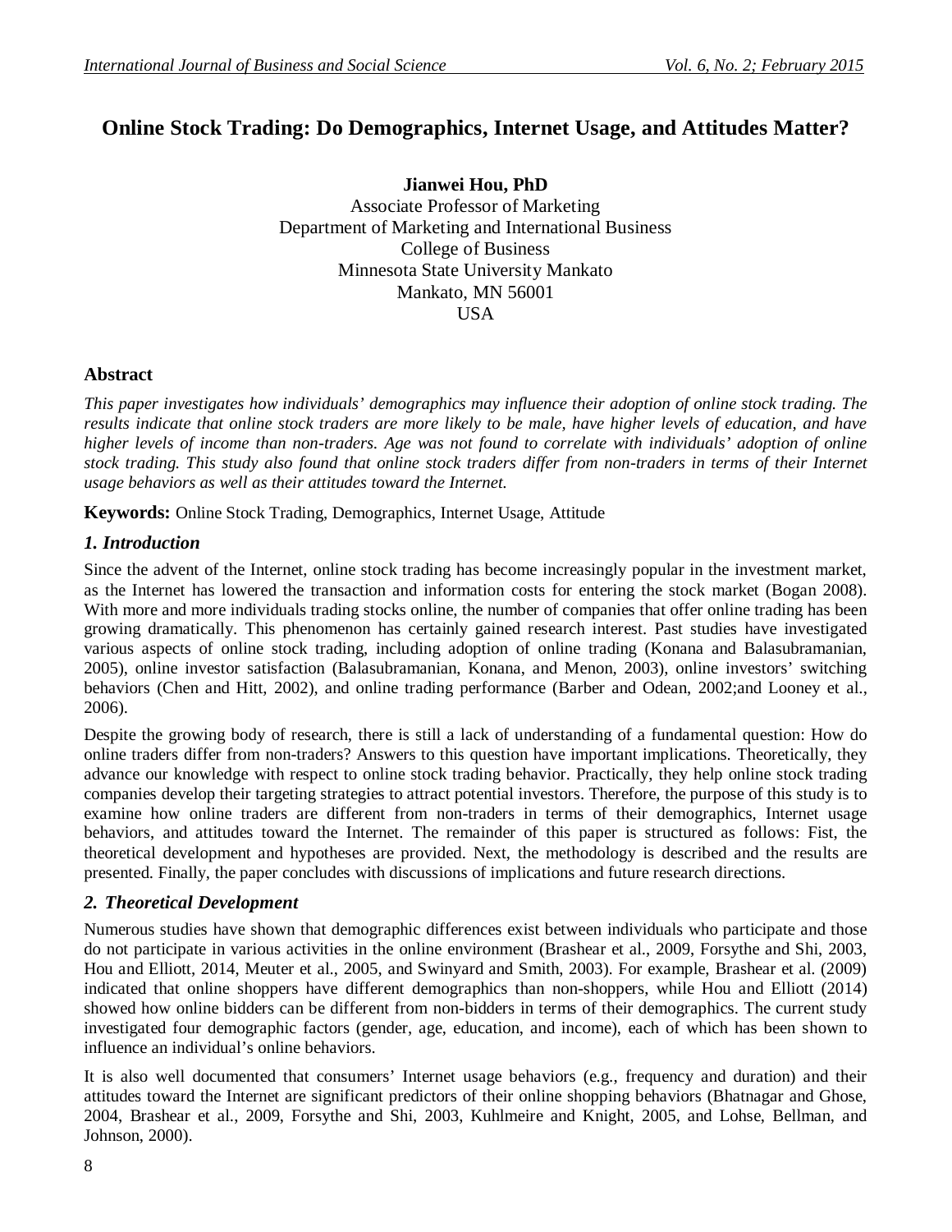# Online Stock Trading: Do Demographics, Internet Usage, and Attitudes Matter?

**Jianwei Hou, PhD**
Associate Professor of Marketing
Department of Marketing and International Business
College of Business
Minnesota State University Mankato
Mankato, MN 56001
USA

## Abstract

*This paper investigates how individuals' demographics may influence their adoption of online stock trading. The results indicate that online stock traders are more likely to be male, have higher levels of education, and have higher levels of income than non-traders. Age was not found to correlate with individuals' adoption of online stock trading. This study also found that online stock traders differ from non-traders in terms of their Internet usage behaviors as well as their attitudes toward the Internet.*

**Keywords:** Online Stock Trading, Demographics, Internet Usage, Attitude

## *1. Introduction*

Since the advent of the Internet, online stock trading has become increasingly popular in the investment market, as the Internet has lowered the transaction and information costs for entering the stock market (Bogan 2008). With more and more individuals trading stocks online, the number of companies that offer online trading has been growing dramatically. This phenomenon has certainly gained research interest. Past studies have investigated various aspects of online stock trading, including adoption of online trading (Konana and Balasubramanian, 2005), online investor satisfaction (Balasubramanian, Konana, and Menon, 2003), online investors' switching behaviors (Chen and Hitt, 2002), and online trading performance (Barber and Odean, 2002;and Looney et al., 2006).

Despite the growing body of research, there is still a lack of understanding of a fundamental question: How do online traders differ from non-traders? Answers to this question have important implications. Theoretically, they advance our knowledge with respect to online stock trading behavior. Practically, they help online stock trading companies develop their targeting strategies to attract potential investors. Therefore, the purpose of this study is to examine how online traders are different from non-traders in terms of their demographics, Internet usage behaviors, and attitudes toward the Internet. The remainder of this paper is structured as follows: Fist, the theoretical development and hypotheses are provided. Next, the methodology is described and the results are presented. Finally, the paper concludes with discussions of implications and future research directions.

## *2. Theoretical Development*

Numerous studies have shown that demographic differences exist between individuals who participate and those do not participate in various activities in the online environment (Brashear et al., 2009, Forsythe and Shi, 2003, Hou and Elliott, 2014, Meuter et al., 2005, and Swinyard and Smith, 2003). For example, Brashear et al. (2009) indicated that online shoppers have different demographics than non-shoppers, while Hou and Elliott (2014) showed how online bidders can be different from non-bidders in terms of their demographics. The current study investigated four demographic factors (gender, age, education, and income), each of which has been shown to influence an individual's online behaviors.

It is also well documented that consumers' Internet usage behaviors (e.g., frequency and duration) and their attitudes toward the Internet are significant predictors of their online shopping behaviors (Bhatnagar and Ghose, 2004, Brashear et al., 2009, Forsythe and Shi, 2003, Kuhlmeire and Knight, 2005, and Lohse, Bellman, and Johnson, 2000).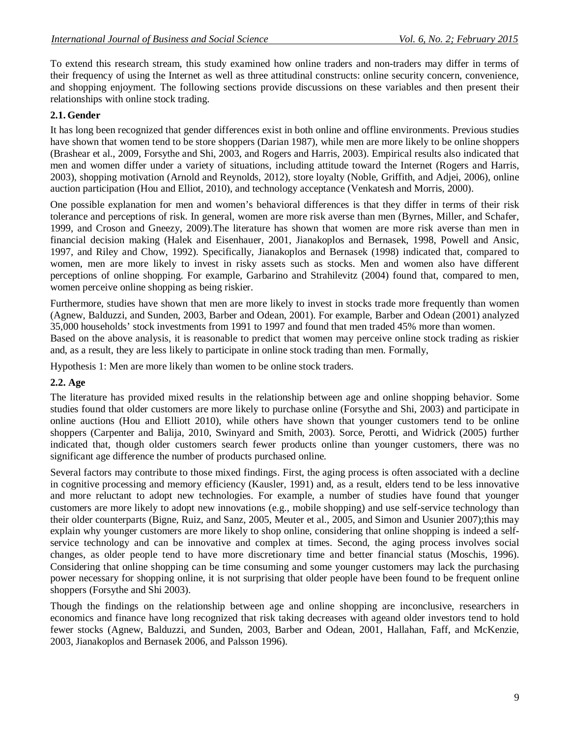To extend this research stream, this study examined how online traders and non-traders may differ in terms of their frequency of using the Internet as well as three attitudinal constructs: online security concern, convenience, and shopping enjoyment. The following sections provide discussions on these variables and then present their relationships with online stock trading.

### 2.1. Gender

It has long been recognized that gender differences exist in both online and offline environments. Previous studies have shown that women tend to be store shoppers (Darian 1987), while men are more likely to be online shoppers (Brashear et al., 2009, Forsythe and Shi, 2003, and Rogers and Harris, 2003). Empirical results also indicated that men and women differ under a variety of situations, including attitude toward the Internet (Rogers and Harris, 2003), shopping motivation (Arnold and Reynolds, 2012), store loyalty (Noble, Griffith, and Adjei, 2006), online auction participation (Hou and Elliot, 2010), and technology acceptance (Venkatesh and Morris, 2000).

One possible explanation for men and women's behavioral differences is that they differ in terms of their risk tolerance and perceptions of risk. In general, women are more risk averse than men (Byrnes, Miller, and Schafer, 1999, and Croson and Gneezy, 2009).The literature has shown that women are more risk averse than men in financial decision making (Halek and Eisenhauer, 2001, Jianakoplos and Bernasek, 1998, Powell and Ansic, 1997, and Riley and Chow, 1992). Specifically, Jianakoplos and Bernasek (1998) indicated that, compared to women, men are more likely to invest in risky assets such as stocks. Men and women also have different perceptions of online shopping. For example, Garbarino and Strahilevitz (2004) found that, compared to men, women perceive online shopping as being riskier.

Furthermore, studies have shown that men are more likely to invest in stocks trade more frequently than women (Agnew, Balduzzi, and Sunden, 2003, Barber and Odean, 2001). For example, Barber and Odean (2001) analyzed 35,000 households' stock investments from 1991 to 1997 and found that men traded 45% more than women.
Based on the above analysis, it is reasonable to predict that women may perceive online stock trading as riskier and, as a result, they are less likely to participate in online stock trading than men. Formally,

Hypothesis 1: Men are more likely than women to be online stock traders.

### 2.2. Age

The literature has provided mixed results in the relationship between age and online shopping behavior. Some studies found that older customers are more likely to purchase online (Forsythe and Shi, 2003) and participate in online auctions (Hou and Elliott 2010), while others have shown that younger customers tend to be online shoppers (Carpenter and Balija, 2010, Swinyard and Smith, 2003). Sorce, Perotti, and Widrick (2005) further indicated that, though older customers search fewer products online than younger customers, there was no significant age difference the number of products purchased online.

Several factors may contribute to those mixed findings. First, the aging process is often associated with a decline in cognitive processing and memory efficiency (Kausler, 1991) and, as a result, elders tend to be less innovative and more reluctant to adopt new technologies. For example, a number of studies have found that younger customers are more likely to adopt new innovations (e.g., mobile shopping) and use self-service technology than their older counterparts (Bigne, Ruiz, and Sanz, 2005, Meuter et al., 2005, and Simon and Usunier 2007);this may explain why younger customers are more likely to shop online, considering that online shopping is indeed a self-service technology and can be innovative and complex at times. Second, the aging process involves social changes, as older people tend to have more discretionary time and better financial status (Moschis, 1996). Considering that online shopping can be time consuming and some younger customers may lack the purchasing power necessary for shopping online, it is not surprising that older people have been found to be frequent online shoppers (Forsythe and Shi 2003).

Though the findings on the relationship between age and online shopping are inconclusive, researchers in economics and finance have long recognized that risk taking decreases with ageand older investors tend to hold fewer stocks (Agnew, Balduzzi, and Sunden, 2003, Barber and Odean, 2001, Hallahan, Faff, and McKenzie, 2003, Jianakoplos and Bernasek 2006, and Palsson 1996).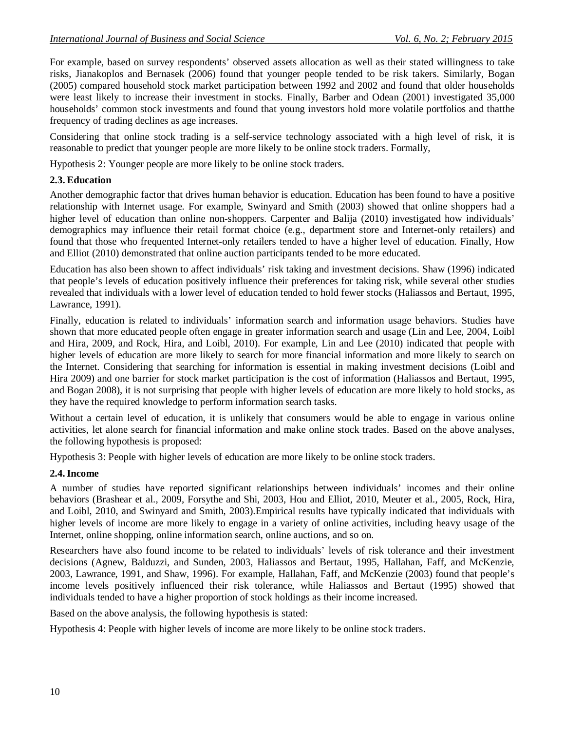For example, based on survey respondents' observed assets allocation as well as their stated willingness to take risks, Jianakoplos and Bernasek (2006) found that younger people tended to be risk takers. Similarly, Bogan (2005) compared household stock market participation between 1992 and 2002 and found that older households were least likely to increase their investment in stocks. Finally, Barber and Odean (2001) investigated 35,000 households' common stock investments and found that young investors hold more volatile portfolios and thatthe frequency of trading declines as age increases.

Considering that online stock trading is a self-service technology associated with a high level of risk, it is reasonable to predict that younger people are more likely to be online stock traders. Formally,

Hypothesis 2: Younger people are more likely to be online stock traders.

### 2.3. Education

Another demographic factor that drives human behavior is education. Education has been found to have a positive relationship with Internet usage. For example, Swinyard and Smith (2003) showed that online shoppers had a higher level of education than online non-shoppers. Carpenter and Balija (2010) investigated how individuals' demographics may influence their retail format choice (e.g., department store and Internet-only retailers) and found that those who frequented Internet-only retailers tended to have a higher level of education. Finally, How and Elliot (2010) demonstrated that online auction participants tended to be more educated.

Education has also been shown to affect individuals' risk taking and investment decisions. Shaw (1996) indicated that people's levels of education positively influence their preferences for taking risk, while several other studies revealed that individuals with a lower level of education tended to hold fewer stocks (Haliassos and Bertaut, 1995, Lawrance, 1991).

Finally, education is related to individuals' information search and information usage behaviors. Studies have shown that more educated people often engage in greater information search and usage (Lin and Lee, 2004, Loibl and Hira, 2009, and Rock, Hira, and Loibl, 2010). For example, Lin and Lee (2010) indicated that people with higher levels of education are more likely to search for more financial information and more likely to search on the Internet. Considering that searching for information is essential in making investment decisions (Loibl and Hira 2009) and one barrier for stock market participation is the cost of information (Haliassos and Bertaut, 1995, and Bogan 2008), it is not surprising that people with higher levels of education are more likely to hold stocks, as they have the required knowledge to perform information search tasks.

Without a certain level of education, it is unlikely that consumers would be able to engage in various online activities, let alone search for financial information and make online stock trades. Based on the above analyses, the following hypothesis is proposed:

Hypothesis 3: People with higher levels of education are more likely to be online stock traders.

### 2.4. Income

A number of studies have reported significant relationships between individuals' incomes and their online behaviors (Brashear et al., 2009, Forsythe and Shi, 2003, Hou and Elliot, 2010, Meuter et al., 2005, Rock, Hira, and Loibl, 2010, and Swinyard and Smith, 2003).Empirical results have typically indicated that individuals with higher levels of income are more likely to engage in a variety of online activities, including heavy usage of the Internet, online shopping, online information search, online auctions, and so on.

Researchers have also found income to be related to individuals' levels of risk tolerance and their investment decisions (Agnew, Balduzzi, and Sunden, 2003, Haliassos and Bertaut, 1995, Hallahan, Faff, and McKenzie, 2003, Lawrance, 1991, and Shaw, 1996). For example, Hallahan, Faff, and McKenzie (2003) found that people's income levels positively influenced their risk tolerance, while Haliassos and Bertaut (1995) showed that individuals tended to have a higher proportion of stock holdings as their income increased.

Based on the above analysis, the following hypothesis is stated:

Hypothesis 4: People with higher levels of income are more likely to be online stock traders.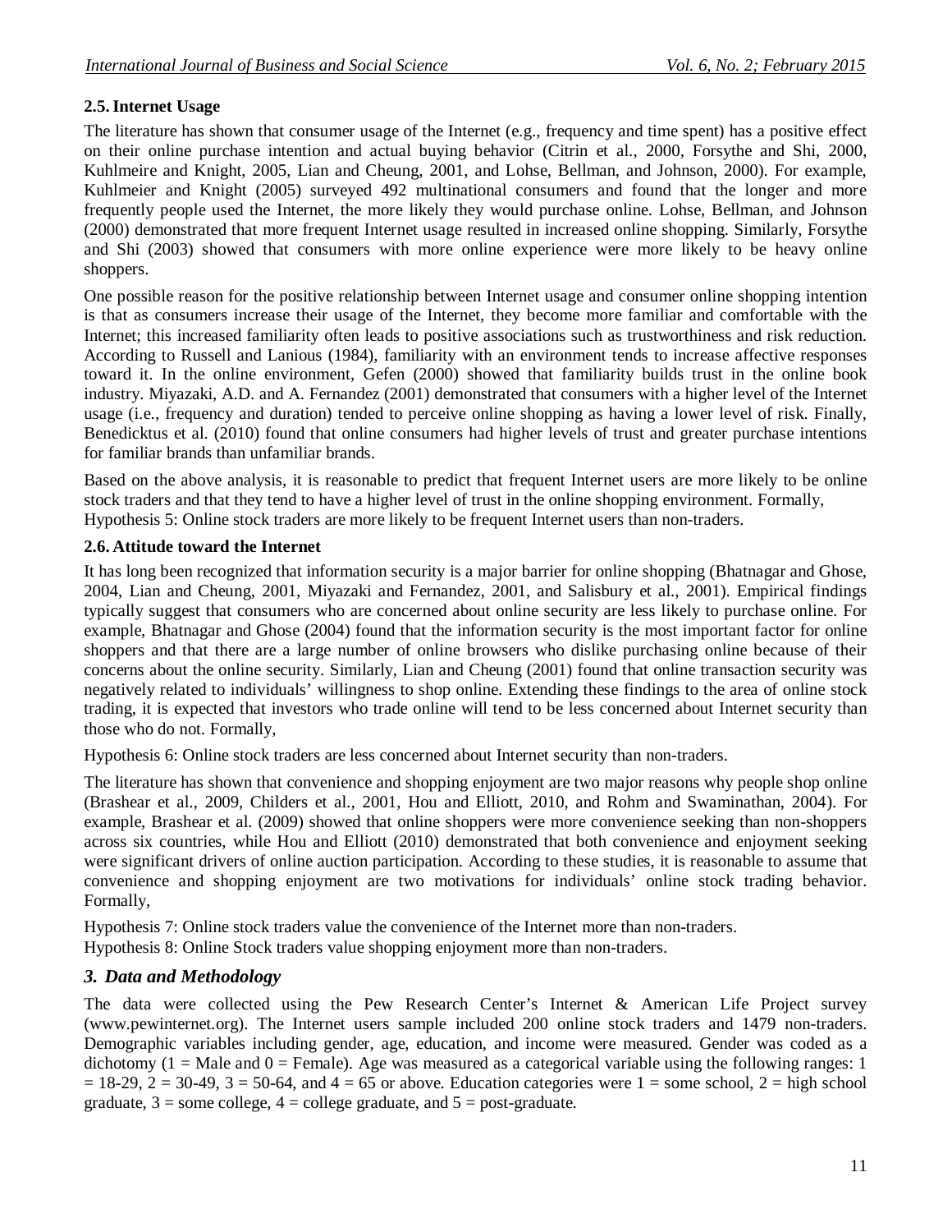### 2.5. Internet Usage

The literature has shown that consumer usage of the Internet (e.g., frequency and time spent) has a positive effect on their online purchase intention and actual buying behavior (Citrin et al., 2000, Forsythe and Shi, 2000, Kuhlmeire and Knight, 2005, Lian and Cheung, 2001, and Lohse, Bellman, and Johnson, 2000). For example, Kuhlmeier and Knight (2005) surveyed 492 multinational consumers and found that the longer and more frequently people used the Internet, the more likely they would purchase online. Lohse, Bellman, and Johnson (2000) demonstrated that more frequent Internet usage resulted in increased online shopping. Similarly, Forsythe and Shi (2003) showed that consumers with more online experience were more likely to be heavy online shoppers.

One possible reason for the positive relationship between Internet usage and consumer online shopping intention is that as consumers increase their usage of the Internet, they become more familiar and comfortable with the Internet; this increased familiarity often leads to positive associations such as trustworthiness and risk reduction. According to Russell and Lanious (1984), familiarity with an environment tends to increase affective responses toward it. In the online environment, Gefen (2000) showed that familiarity builds trust in the online book industry. Miyazaki, A.D. and A. Fernandez (2001) demonstrated that consumers with a higher level of the Internet usage (i.e., frequency and duration) tended to perceive online shopping as having a lower level of risk. Finally, Benedicktus et al. (2010) found that online consumers had higher levels of trust and greater purchase intentions for familiar brands than unfamiliar brands.

Based on the above analysis, it is reasonable to predict that frequent Internet users are more likely to be online stock traders and that they tend to have a higher level of trust in the online shopping environment. Formally,

Hypothesis 5: Online stock traders are more likely to be frequent Internet users than non-traders.

### 2.6. Attitude toward the Internet

It has long been recognized that information security is a major barrier for online shopping (Bhatnagar and Ghose, 2004, Lian and Cheung, 2001, Miyazaki and Fernandez, 2001, and Salisbury et al., 2001). Empirical findings typically suggest that consumers who are concerned about online security are less likely to purchase online. For example, Bhatnagar and Ghose (2004) found that the information security is the most important factor for online shoppers and that there are a large number of online browsers who dislike purchasing online because of their concerns about the online security. Similarly, Lian and Cheung (2001) found that online transaction security was negatively related to individuals' willingness to shop online. Extending these findings to the area of online stock trading, it is expected that investors who trade online will tend to be less concerned about Internet security than those who do not. Formally,

Hypothesis 6: Online stock traders are less concerned about Internet security than non-traders.

The literature has shown that convenience and shopping enjoyment are two major reasons why people shop online (Brashear et al., 2009, Childers et al., 2001, Hou and Elliott, 2010, and Rohm and Swaminathan, 2004). For example, Brashear et al. (2009) showed that online shoppers were more convenience seeking than non-shoppers across six countries, while Hou and Elliott (2010) demonstrated that both convenience and enjoyment seeking were significant drivers of online auction participation. According to these studies, it is reasonable to assume that convenience and shopping enjoyment are two motivations for individuals' online stock trading behavior. Formally,

Hypothesis 7: Online stock traders value the convenience of the Internet more than non-traders.

Hypothesis 8: Online Stock traders value shopping enjoyment more than non-traders.

## 3. Data and Methodology

The data were collected using the Pew Research Center's Internet & American Life Project survey (www.pewinternet.org). The Internet users sample included 200 online stock traders and 1479 non-traders. Demographic variables including gender, age, education, and income were measured. Gender was coded as a dichotomy (1 = Male and 0 = Female). Age was measured as a categorical variable using the following ranges: 1 = 18-29, 2 = 30-49, 3 = 50-64, and 4 = 65 or above. Education categories were 1 = some school, 2 = high school graduate, 3 = some college, 4 = college graduate, and 5 = post-graduate.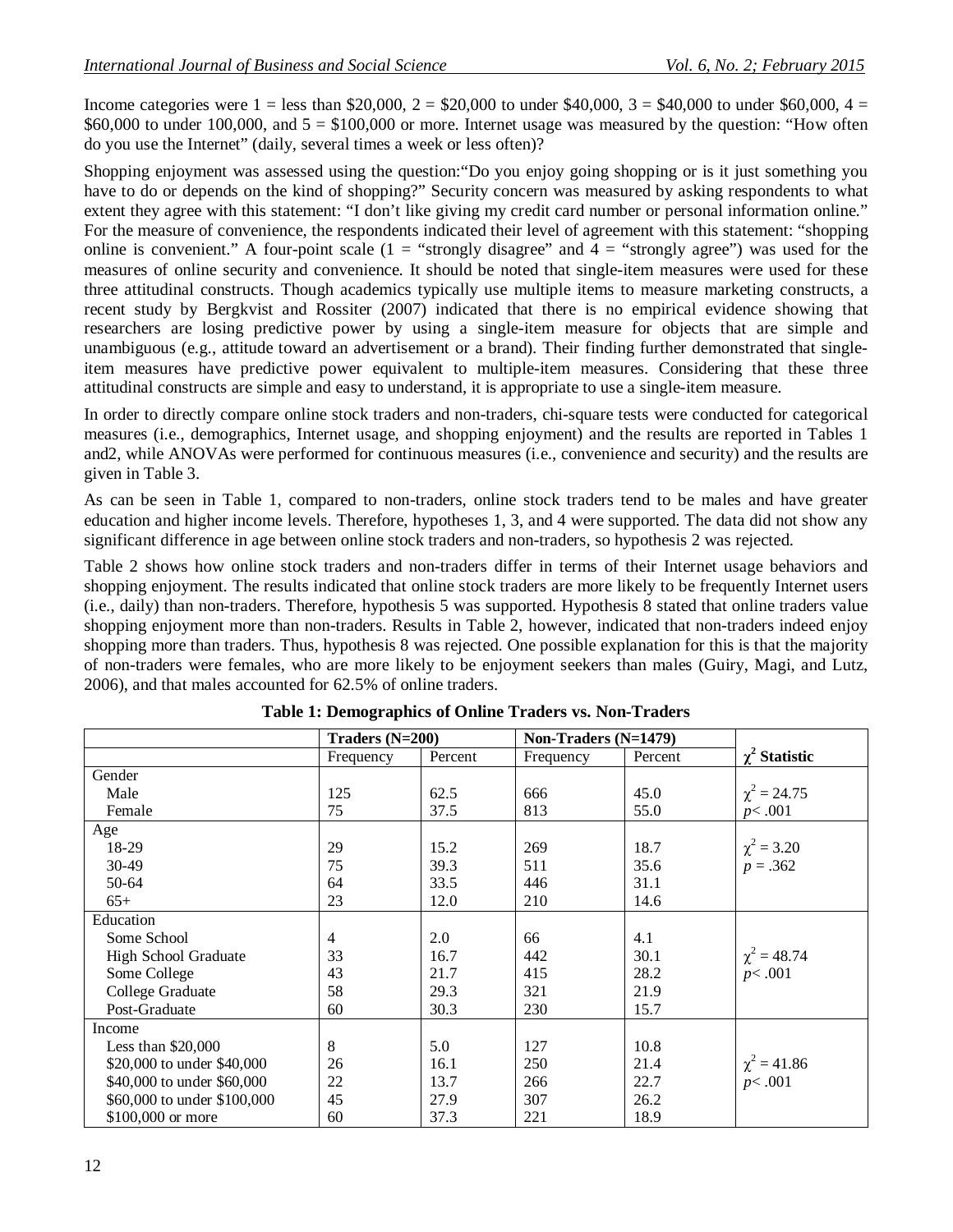Income categories were 1 = less than \$20,000, 2 = \$20,000 to under \$40,000, 3 = \$40,000 to under \$60,000, 4 = \$60,000 to under 100,000, and 5 = \$100,000 or more. Internet usage was measured by the question: "How often do you use the Internet" (daily, several times a week or less often)?

Shopping enjoyment was assessed using the question:"Do you enjoy going shopping or is it just something you have to do or depends on the kind of shopping?" Security concern was measured by asking respondents to what extent they agree with this statement: "I don't like giving my credit card number or personal information online." For the measure of convenience, the respondents indicated their level of agreement with this statement: "shopping online is convenient." A four-point scale (1 = "strongly disagree" and 4 = "strongly agree") was used for the measures of online security and convenience. It should be noted that single-item measures were used for these three attitudinal constructs. Though academics typically use multiple items to measure marketing constructs, a recent study by Bergkvist and Rossiter (2007) indicated that there is no empirical evidence showing that researchers are losing predictive power by using a single-item measure for objects that are simple and unambiguous (e.g., attitude toward an advertisement or a brand). Their finding further demonstrated that single-item measures have predictive power equivalent to multiple-item measures. Considering that these three attitudinal constructs are simple and easy to understand, it is appropriate to use a single-item measure.

In order to directly compare online stock traders and non-traders, chi-square tests were conducted for categorical measures (i.e., demographics, Internet usage, and shopping enjoyment) and the results are reported in Tables 1 and2, while ANOVAs were performed for continuous measures (i.e., convenience and security) and the results are given in Table 3.

As can be seen in Table 1, compared to non-traders, online stock traders tend to be males and have greater education and higher income levels. Therefore, hypotheses 1, 3, and 4 were supported. The data did not show any significant difference in age between online stock traders and non-traders, so hypothesis 2 was rejected.

Table 2 shows how online stock traders and non-traders differ in terms of their Internet usage behaviors and shopping enjoyment. The results indicated that online stock traders are more likely to be frequently Internet users (i.e., daily) than non-traders. Therefore, hypothesis 5 was supported. Hypothesis 8 stated that online traders value shopping enjoyment more than non-traders. Results in Table 2, however, indicated that non-traders indeed enjoy shopping more than traders. Thus, hypothesis 8 was rejected. One possible explanation for this is that the majority of non-traders were females, who are more likely to be enjoyment seekers than males (Guiry, Magi, and Lutz, 2006), and that males accounted for 62.5% of online traders.

**Table 1: Demographics of Online Traders vs. Non-Traders**

| | **Traders (N=200)** | | **Non-Traders (N=1479)** | | |
|---|---|---|---|---|---|
| | Frequency | Percent | Frequency | Percent | **$\chi^2$ Statistic** |
| Gender | | | | | |
| Male | 125 | 62.5 | 666 | 45.0 | $\chi^2 = 24.75$ |
| Female | 75 | 37.5 | 813 | 55.0 | $p < .001$ |
| Age | | | | | |
| 18-29 | 29 | 15.2 | 269 | 18.7 | $\chi^2 = 3.20$ |
| 30-49 | 75 | 39.3 | 511 | 35.6 | $p = .362$ |
| 50-64 | 64 | 33.5 | 446 | 31.1 | |
| 65+ | 23 | 12.0 | 210 | 14.6 | |
| Education | | | | | |
| Some School | 4 | 2.0 | 66 | 4.1 | |
| High School Graduate | 33 | 16.7 | 442 | 30.1 | $\chi^2 = 48.74$ |
| Some College | 43 | 21.7 | 415 | 28.2 | $p < .001$ |
| College Graduate | 58 | 29.3 | 321 | 21.9 | |
| Post-Graduate | 60 | 30.3 | 230 | 15.7 | |
| Income | | | | | |
| Less than \$20,000 | 8 | 5.0 | 127 | 10.8 | |
| \$20,000 to under \$40,000 | 26 | 16.1 | 250 | 21.4 | $\chi^2 = 41.86$ |
| \$40,000 to under \$60,000 | 22 | 13.7 | 266 | 22.7 | $p < .001$ |
| \$60,000 to under \$100,000 | 45 | 27.9 | 307 | 26.2 | |
| \$100,000 or more | 60 | 37.3 | 221 | 18.9 | |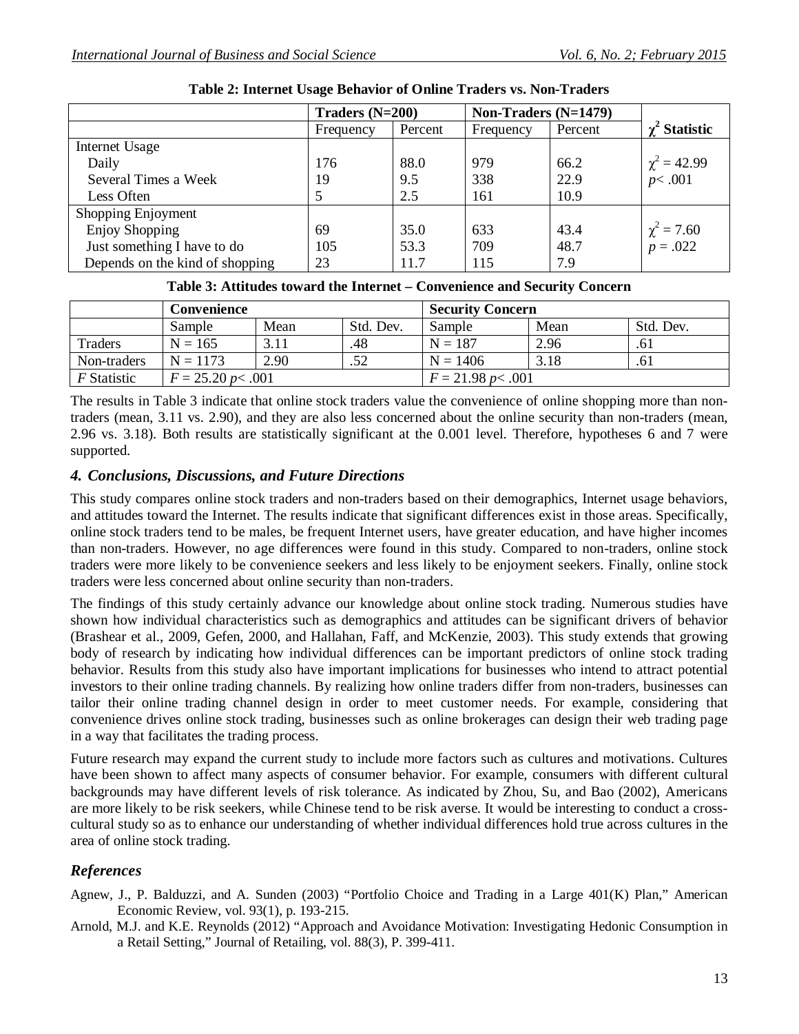**Table 2: Internet Usage Behavior of Online Traders vs. Non-Traders**

| | Traders (N=200) | | Non-Traders (N=1479) | | |
|---|---|---|---|---|---|
| | Frequency | Percent | Frequency | Percent | $\chi^2$ Statistic |
| Internet Usage | | | | | |
| Daily | 176 | 88.0 | 979 | 66.2 | $\chi^2 = 42.99$ |
| Several Times a Week | 19 | 9.5 | 338 | 22.9 | $p < .001$ |
| Less Often | 5 | 2.5 | 161 | 10.9 | |
| Shopping Enjoyment | | | | | |
| Enjoy Shopping | 69 | 35.0 | 633 | 43.4 | $\chi^2 = 7.60$ |
| Just something I have to do | 105 | 53.3 | 709 | 48.7 | $p = .022$ |
| Depends on the kind of shopping | 23 | 11.7 | 115 | 7.9 | |

**Table 3: Attitudes toward the Internet – Convenience and Security Concern**

| | Convenience | | | Security Concern | | |
|---|---|---|---|---|---|---|
| | Sample | Mean | Std. Dev. | Sample | Mean | Std. Dev. |
| Traders | N = 165 | 3.11 | .48 | N = 187 | 2.96 | .61 |
| Non-traders | N = 1173 | 2.90 | .52 | N = 1406 | 3.18 | .61 |
| *F* Statistic | $F = 25.20$ $p < .001$ | | | $F = 21.98$ $p < .001$ | | |

The results in Table 3 indicate that online stock traders value the convenience of online shopping more than non-traders (mean, 3.11 vs. 2.90), and they are also less concerned about the online security than non-traders (mean, 2.96 vs. 3.18). Both results are statistically significant at the 0.001 level. Therefore, hypotheses 6 and 7 were supported.

## *4. Conclusions, Discussions, and Future Directions*

This study compares online stock traders and non-traders based on their demographics, Internet usage behaviors, and attitudes toward the Internet. The results indicate that significant differences exist in those areas. Specifically, online stock traders tend to be males, be frequent Internet users, have greater education, and have higher incomes than non-traders. However, no age differences were found in this study. Compared to non-traders, online stock traders were more likely to be convenience seekers and less likely to be enjoyment seekers. Finally, online stock traders were less concerned about online security than non-traders.

The findings of this study certainly advance our knowledge about online stock trading. Numerous studies have shown how individual characteristics such as demographics and attitudes can be significant drivers of behavior (Brashear et al., 2009, Gefen, 2000, and Hallahan, Faff, and McKenzie, 2003). This study extends that growing body of research by indicating how individual differences can be important predictors of online stock trading behavior. Results from this study also have important implications for businesses who intend to attract potential investors to their online trading channels. By realizing how online traders differ from non-traders, businesses can tailor their online trading channel design in order to meet customer needs. For example, considering that convenience drives online stock trading, businesses such as online brokerages can design their web trading page in a way that facilitates the trading process.

Future research may expand the current study to include more factors such as cultures and motivations. Cultures have been shown to affect many aspects of consumer behavior. For example, consumers with different cultural backgrounds may have different levels of risk tolerance. As indicated by Zhou, Su, and Bao (2002), Americans are more likely to be risk seekers, while Chinese tend to be risk averse. It would be interesting to conduct a cross-cultural study so as to enhance our understanding of whether individual differences hold true across cultures in the area of online stock trading.

## *References*

Agnew, J., P. Balduzzi, and A. Sunden (2003) "Portfolio Choice and Trading in a Large 401(K) Plan," American Economic Review, vol. 93(1), p. 193-215.

Arnold, M.J. and K.E. Reynolds (2012) "Approach and Avoidance Motivation: Investigating Hedonic Consumption in a Retail Setting," Journal of Retailing, vol. 88(3), P. 399-411.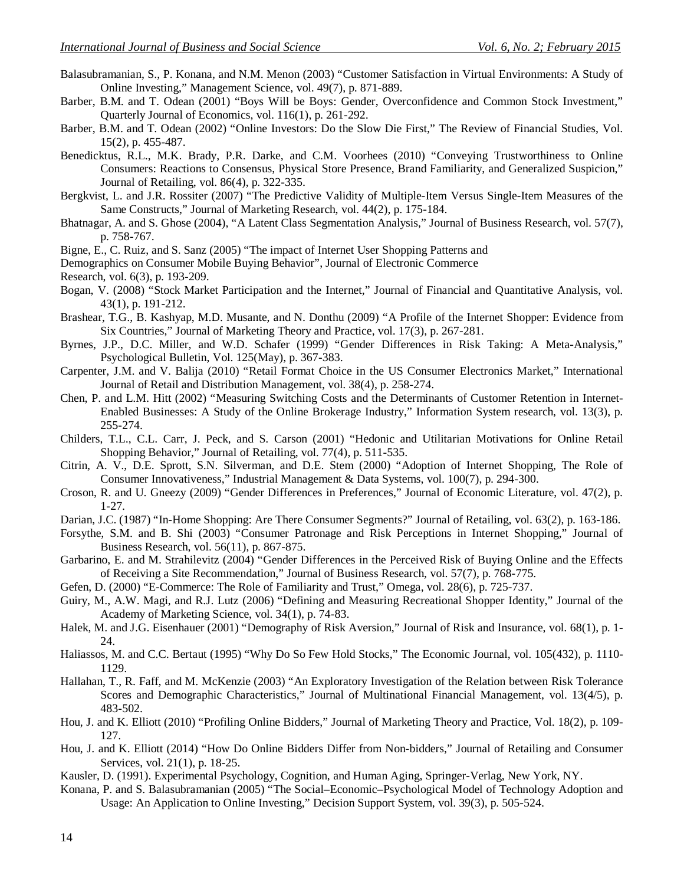Balasubramanian, S., P. Konana, and N.M. Menon (2003) "Customer Satisfaction in Virtual Environments: A Study of Online Investing," Management Science, vol. 49(7), p. 871-889.

Barber, B.M. and T. Odean (2001) "Boys Will be Boys: Gender, Overconfidence and Common Stock Investment," Quarterly Journal of Economics, vol. 116(1), p. 261-292.

Barber, B.M. and T. Odean (2002) "Online Investors: Do the Slow Die First," The Review of Financial Studies, Vol. 15(2), p. 455-487.

Benedicktus, R.L., M.K. Brady, P.R. Darke, and C.M. Voorhees (2010) "Conveying Trustworthiness to Online Consumers: Reactions to Consensus, Physical Store Presence, Brand Familiarity, and Generalized Suspicion," Journal of Retailing, vol. 86(4), p. 322-335.

Bergkvist, L. and J.R. Rossiter (2007) "The Predictive Validity of Multiple-Item Versus Single-Item Measures of the Same Constructs," Journal of Marketing Research, vol. 44(2), p. 175-184.

Bhatnagar, A. and S. Ghose (2004), "A Latent Class Segmentation Analysis," Journal of Business Research, vol. 57(7), p. 758-767.

Bigne, E., C. Ruiz, and S. Sanz (2005) "The impact of Internet User Shopping Patterns and

Demographics on Consumer Mobile Buying Behavior", Journal of Electronic Commerce

Research, vol. 6(3), p. 193-209.

Bogan, V. (2008) "Stock Market Participation and the Internet," Journal of Financial and Quantitative Analysis, vol. 43(1), p. 191-212.

Brashear, T.G., B. Kashyap, M.D. Musante, and N. Donthu (2009) "A Profile of the Internet Shopper: Evidence from Six Countries," Journal of Marketing Theory and Practice, vol. 17(3), p. 267-281.

Byrnes, J.P., D.C. Miller, and W.D. Schafer (1999) "Gender Differences in Risk Taking: A Meta-Analysis," Psychological Bulletin, Vol. 125(May), p. 367-383.

Carpenter, J.M. and V. Balija (2010) "Retail Format Choice in the US Consumer Electronics Market," International Journal of Retail and Distribution Management, vol. 38(4), p. 258-274.

Chen, P. and L.M. Hitt (2002) "Measuring Switching Costs and the Determinants of Customer Retention in Internet-Enabled Businesses: A Study of the Online Brokerage Industry," Information System research, vol. 13(3), p. 255-274.

Childers, T.L., C.L. Carr, J. Peck, and S. Carson (2001) "Hedonic and Utilitarian Motivations for Online Retail Shopping Behavior," Journal of Retailing, vol. 77(4), p. 511-535.

Citrin, A. V., D.E. Sprott, S.N. Silverman, and D.E. Stem (2000) "Adoption of Internet Shopping, The Role of Consumer Innovativeness," Industrial Management & Data Systems, vol. 100(7), p. 294-300.

Croson, R. and U. Gneezy (2009) "Gender Differences in Preferences," Journal of Economic Literature, vol. 47(2), p. 1-27.

Darian, J.C. (1987) "In-Home Shopping: Are There Consumer Segments?" Journal of Retailing, vol. 63(2), p. 163-186.

Forsythe, S.M. and B. Shi (2003) "Consumer Patronage and Risk Perceptions in Internet Shopping," Journal of Business Research, vol. 56(11), p. 867-875.

Garbarino, E. and M. Strahilevitz (2004) "Gender Differences in the Perceived Risk of Buying Online and the Effects of Receiving a Site Recommendation," Journal of Business Research, vol. 57(7), p. 768-775.

Gefen, D. (2000) "E-Commerce: The Role of Familiarity and Trust," Omega, vol. 28(6), p. 725-737.

Guiry, M., A.W. Magi, and R.J. Lutz (2006) "Defining and Measuring Recreational Shopper Identity," Journal of the Academy of Marketing Science, vol. 34(1), p. 74-83.

Halek, M. and J.G. Eisenhauer (2001) "Demography of Risk Aversion," Journal of Risk and Insurance, vol. 68(1), p. 1-24.

Haliassos, M. and C.C. Bertaut (1995) "Why Do So Few Hold Stocks," The Economic Journal, vol. 105(432), p. 1110-1129.

Hallahan, T., R. Faff, and M. McKenzie (2003) "An Exploratory Investigation of the Relation between Risk Tolerance Scores and Demographic Characteristics," Journal of Multinational Financial Management, vol. 13(4/5), p. 483-502.

Hou, J. and K. Elliott (2010) "Profiling Online Bidders," Journal of Marketing Theory and Practice, Vol. 18(2), p. 109-127.

Hou, J. and K. Elliott (2014) "How Do Online Bidders Differ from Non-bidders," Journal of Retailing and Consumer Services, vol. 21(1), p. 18-25.

Kausler, D. (1991). Experimental Psychology, Cognition, and Human Aging, Springer-Verlag, New York, NY.

Konana, P. and S. Balasubramanian (2005) "The Social–Economic–Psychological Model of Technology Adoption and Usage: An Application to Online Investing," Decision Support System, vol. 39(3), p. 505-524.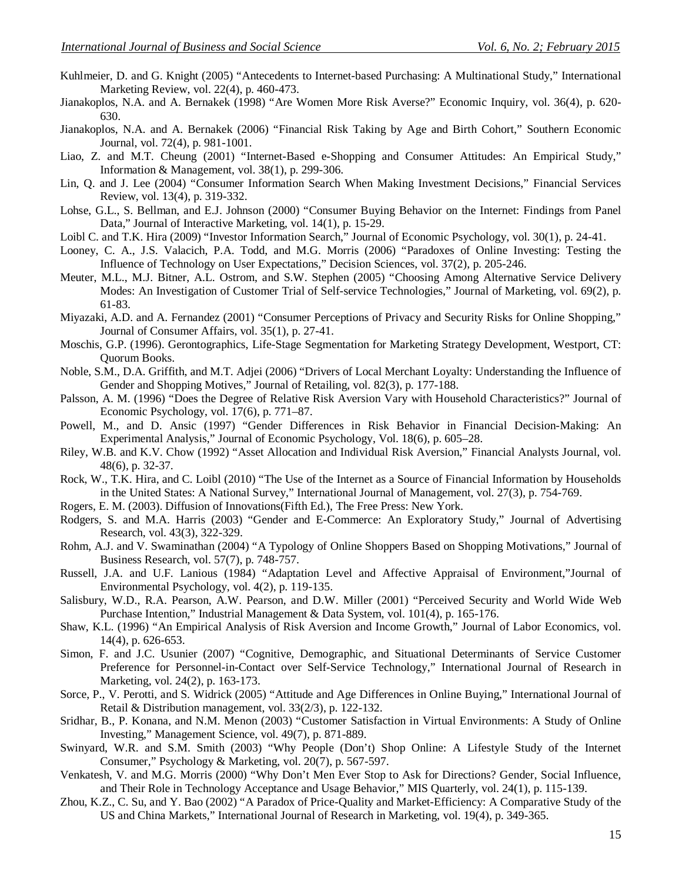Kuhlmeier, D. and G. Knight (2005) "Antecedents to Internet-based Purchasing: A Multinational Study," International Marketing Review, vol. 22(4), p. 460-473.

Jianakoplos, N.A. and A. Bernakek (1998) "Are Women More Risk Averse?" Economic Inquiry, vol. 36(4), p. 620-630.

Jianakoplos, N.A. and A. Bernakek (2006) "Financial Risk Taking by Age and Birth Cohort," Southern Economic Journal, vol. 72(4), p. 981-1001.

Liao, Z. and M.T. Cheung (2001) "Internet-Based e-Shopping and Consumer Attitudes: An Empirical Study," Information & Management, vol. 38(1), p. 299-306.

Lin, Q. and J. Lee (2004) "Consumer Information Search When Making Investment Decisions," Financial Services Review, vol. 13(4), p. 319-332.

Lohse, G.L., S. Bellman, and E.J. Johnson (2000) "Consumer Buying Behavior on the Internet: Findings from Panel Data," Journal of Interactive Marketing, vol. 14(1), p. 15-29.

Loibl C. and T.K. Hira (2009) "Investor Information Search," Journal of Economic Psychology, vol. 30(1), p. 24-41.

Looney, C. A., J.S. Valacich, P.A. Todd, and M.G. Morris (2006) "Paradoxes of Online Investing: Testing the Influence of Technology on User Expectations," Decision Sciences, vol. 37(2), p. 205-246.

Meuter, M.L., M.J. Bitner, A.L. Ostrom, and S.W. Stephen (2005) "Choosing Among Alternative Service Delivery Modes: An Investigation of Customer Trial of Self-service Technologies," Journal of Marketing, vol. 69(2), p. 61-83.

Miyazaki, A.D. and A. Fernandez (2001) "Consumer Perceptions of Privacy and Security Risks for Online Shopping," Journal of Consumer Affairs, vol. 35(1), p. 27-41.

Moschis, G.P. (1996). Gerontographics, Life-Stage Segmentation for Marketing Strategy Development, Westport, CT: Quorum Books.

Noble, S.M., D.A. Griffith, and M.T. Adjei (2006) "Drivers of Local Merchant Loyalty: Understanding the Influence of Gender and Shopping Motives," Journal of Retailing, vol. 82(3), p. 177-188.

Palsson, A. M. (1996) "Does the Degree of Relative Risk Aversion Vary with Household Characteristics?" Journal of Economic Psychology, vol. 17(6), p. 771–87.

Powell, M., and D. Ansic (1997) "Gender Differences in Risk Behavior in Financial Decision-Making: An Experimental Analysis," Journal of Economic Psychology, Vol. 18(6), p. 605–28.

Riley, W.B. and K.V. Chow (1992) "Asset Allocation and Individual Risk Aversion," Financial Analysts Journal, vol. 48(6), p. 32-37.

Rock, W., T.K. Hira, and C. Loibl (2010) "The Use of the Internet as a Source of Financial Information by Households in the United States: A National Survey," International Journal of Management, vol. 27(3), p. 754-769.

Rogers, E. M. (2003). Diffusion of Innovations(Fifth Ed.), The Free Press: New York.

Rodgers, S. and M.A. Harris (2003) "Gender and E-Commerce: An Exploratory Study," Journal of Advertising Research, vol. 43(3), 322-329.

Rohm, A.J. and V. Swaminathan (2004) "A Typology of Online Shoppers Based on Shopping Motivations," Journal of Business Research, vol. 57(7), p. 748-757.

Russell, J.A. and U.F. Lanious (1984) "Adaptation Level and Affective Appraisal of Environment,"Journal of Environmental Psychology, vol. 4(2), p. 119-135.

Salisbury, W.D., R.A. Pearson, A.W. Pearson, and D.W. Miller (2001) "Perceived Security and World Wide Web Purchase Intention," Industrial Management & Data System, vol. 101(4), p. 165-176.

Shaw, K.L. (1996) "An Empirical Analysis of Risk Aversion and Income Growth," Journal of Labor Economics, vol. 14(4), p. 626-653.

Simon, F. and J.C. Usunier (2007) "Cognitive, Demographic, and Situational Determinants of Service Customer Preference for Personnel-in-Contact over Self-Service Technology," International Journal of Research in Marketing, vol. 24(2), p. 163-173.

Sorce, P., V. Perotti, and S. Widrick (2005) "Attitude and Age Differences in Online Buying," International Journal of Retail & Distribution management, vol. 33(2/3), p. 122-132.

Sridhar, B., P. Konana, and N.M. Menon (2003) "Customer Satisfaction in Virtual Environments: A Study of Online Investing," Management Science, vol. 49(7), p. 871-889.

Swinyard, W.R. and S.M. Smith (2003) "Why People (Don't) Shop Online: A Lifestyle Study of the Internet Consumer," Psychology & Marketing, vol. 20(7), p. 567-597.

Venkatesh, V. and M.G. Morris (2000) "Why Don't Men Ever Stop to Ask for Directions? Gender, Social Influence, and Their Role in Technology Acceptance and Usage Behavior," MIS Quarterly, vol. 24(1), p. 115-139.

Zhou, K.Z., C. Su, and Y. Bao (2002) "A Paradox of Price-Quality and Market-Efficiency: A Comparative Study of the US and China Markets," International Journal of Research in Marketing, vol. 19(4), p. 349-365.